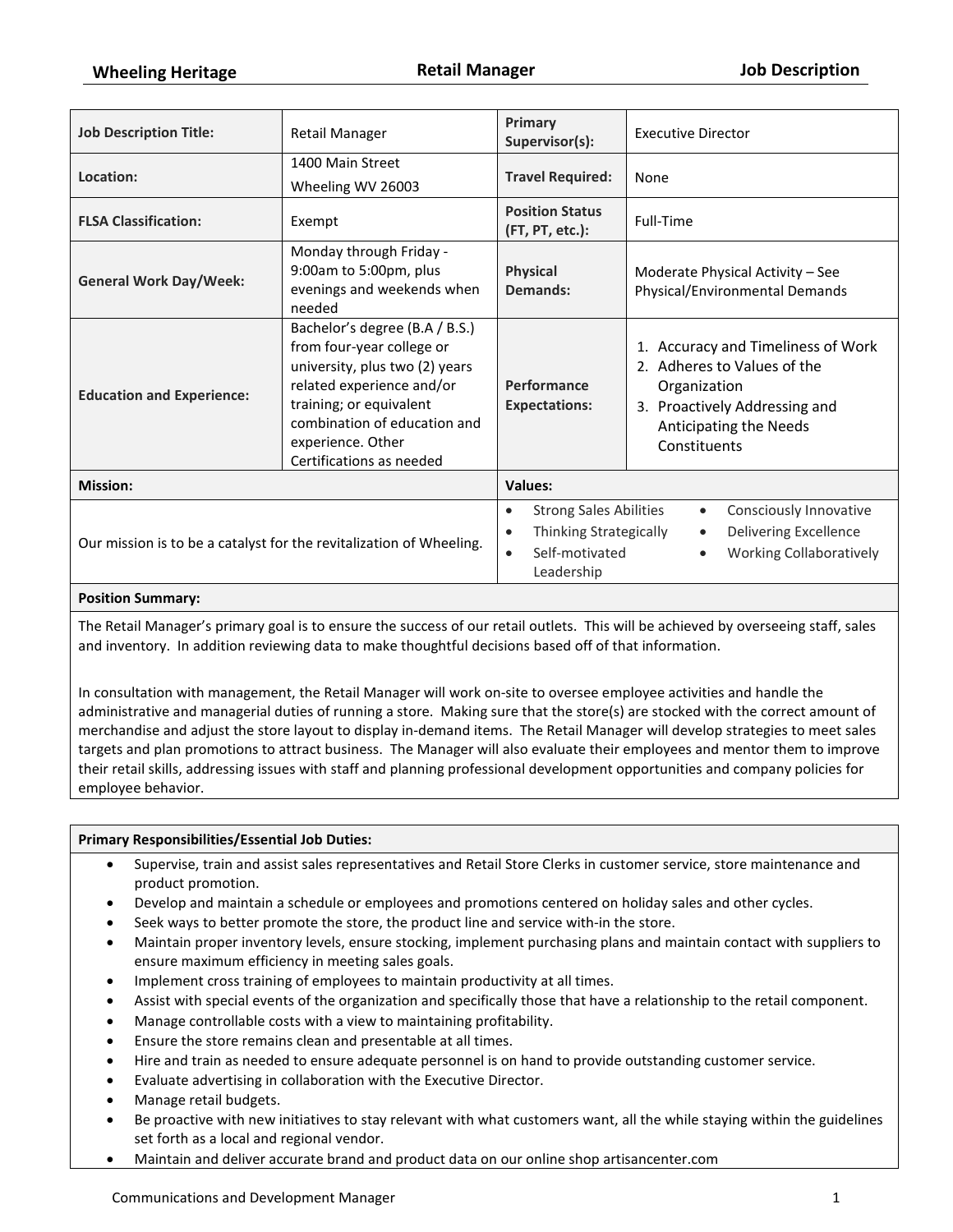# Wheeling Heritage — Retail Manager — Job Description

| | | | |
|---|---|---|---|
| **Job Description Title:** | Retail Manager | **Primary Supervisor(s):** | Executive Director |
| **Location:** | 1400 Main Street<br>Wheeling WV 26003 | **Travel Required:** | None |
| **FLSA Classification:** | Exempt | **Position Status (FT, PT, etc.):** | Full-Time |
| **General Work Day/Week:** | Monday through Friday - 9:00am to 5:00pm, plus evenings and weekends when needed | **Physical Demands:** | Moderate Physical Activity – See Physical/Environmental Demands |
| **Education and Experience:** | Bachelor's degree (B.A / B.S.) from four-year college or university, plus two (2) years related experience and/or training; or equivalent combination of education and experience. Other Certifications as needed | **Performance Expectations:** | 1. Accuracy and Timeliness of Work<br>2. Adheres to Values of the Organization<br>3. Proactively Addressing and Anticipating the Needs Constituents |

| **Mission:** | **Values:** |
|---|---|
| Our mission is to be a catalyst for the revitalization of Wheeling. | • Strong Sales Abilities<br>• Thinking Strategically<br>• Self-motivated Leadership<br>• Consciously Innovative<br>• Delivering Excellence<br>• Working Collaboratively |

**Position Summary:**

The Retail Manager's primary goal is to ensure the success of our retail outlets. This will be achieved by overseeing staff, sales and inventory. In addition reviewing data to make thoughtful decisions based off of that information.

In consultation with management, the Retail Manager will work on-site to oversee employee activities and handle the administrative and managerial duties of running a store. Making sure that the store(s) are stocked with the correct amount of merchandise and adjust the store layout to display in-demand items. The Retail Manager will develop strategies to meet sales targets and plan promotions to attract business. The Manager will also evaluate their employees and mentor them to improve their retail skills, addressing issues with staff and planning professional development opportunities and company policies for employee behavior.

**Primary Responsibilities/Essential Job Duties:**

- Supervise, train and assist sales representatives and Retail Store Clerks in customer service, store maintenance and product promotion.
- Develop and maintain a schedule or employees and promotions centered on holiday sales and other cycles.
- Seek ways to better promote the store, the product line and service with-in the store.
- Maintain proper inventory levels, ensure stocking, implement purchasing plans and maintain contact with suppliers to ensure maximum efficiency in meeting sales goals.
- Implement cross training of employees to maintain productivity at all times.
- Assist with special events of the organization and specifically those that have a relationship to the retail component.
- Manage controllable costs with a view to maintaining profitability.
- Ensure the store remains clean and presentable at all times.
- Hire and train as needed to ensure adequate personnel is on hand to provide outstanding customer service.
- Evaluate advertising in collaboration with the Executive Director.
- Manage retail budgets.
- Be proactive with new initiatives to stay relevant with what customers want, all the while staying within the guidelines set forth as a local and regional vendor.
- Maintain and deliver accurate brand and product data on our online shop artisancenter.com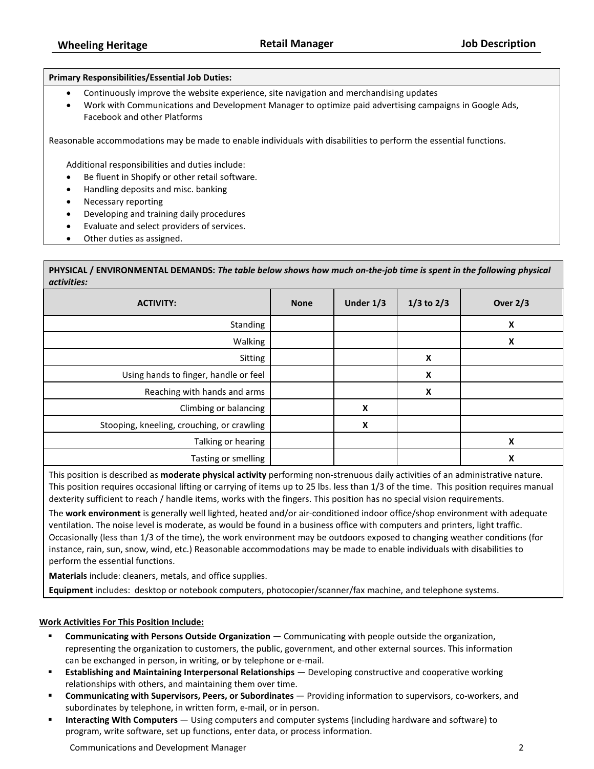**Primary Responsibilities/Essential Job Duties:**

- Continuously improve the website experience, site navigation and merchandising updates
- Work with Communications and Development Manager to optimize paid advertising campaigns in Google Ads, Facebook and other Platforms

Reasonable accommodations may be made to enable individuals with disabilities to perform the essential functions.

Additional responsibilities and duties include:

- Be fluent in Shopify or other retail software.
- Handling deposits and misc. banking
- Necessary reporting
- Developing and training daily procedures
- Evaluate and select providers of services.
- Other duties as assigned.

**PHYSICAL / ENVIRONMENTAL DEMANDS:** ***The table below shows how much on-the-job time is spent in the following physical activities:***

| ACTIVITY: | None | Under 1/3 | 1/3 to 2/3 | Over 2/3 |
|---|---|---|---|---|
| Standing | | | | X |
| Walking | | | | X |
| Sitting | | | X | |
| Using hands to finger, handle or feel | | | X | |
| Reaching with hands and arms | | | X | |
| Climbing or balancing | | X | | |
| Stooping, kneeling, crouching, or crawling | | X | | |
| Talking or hearing | | | | X |
| Tasting or smelling | | | | X |

This position is described as **moderate physical activity** performing non-strenuous daily activities of an administrative nature. This position requires occasional lifting or carrying of items up to 25 lbs. less than 1/3 of the time. This position requires manual dexterity sufficient to reach / handle items, works with the fingers. This position has no special vision requirements.

The **work environment** is generally well lighted, heated and/or air-conditioned indoor office/shop environment with adequate ventilation. The noise level is moderate, as would be found in a business office with computers and printers, light traffic. Occasionally (less than 1/3 of the time), the work environment may be outdoors exposed to changing weather conditions (for instance, rain, sun, snow, wind, etc.) Reasonable accommodations may be made to enable individuals with disabilities to perform the essential functions.

**Materials** include: cleaners, metals, and office supplies.

**Equipment** includes: desktop or notebook computers, photocopier/scanner/fax machine, and telephone systems.

**Work Activities For This Position Include:**

- **Communicating with Persons Outside Organization** — Communicating with people outside the organization, representing the organization to customers, the public, government, and other external sources. This information can be exchanged in person, in writing, or by telephone or e-mail.
- **Establishing and Maintaining Interpersonal Relationships** — Developing constructive and cooperative working relationships with others, and maintaining them over time.
- **Communicating with Supervisors, Peers, or Subordinates** — Providing information to supervisors, co-workers, and subordinates by telephone, in written form, e-mail, or in person.
- **Interacting With Computers** — Using computers and computer systems (including hardware and software) to program, write software, set up functions, enter data, or process information.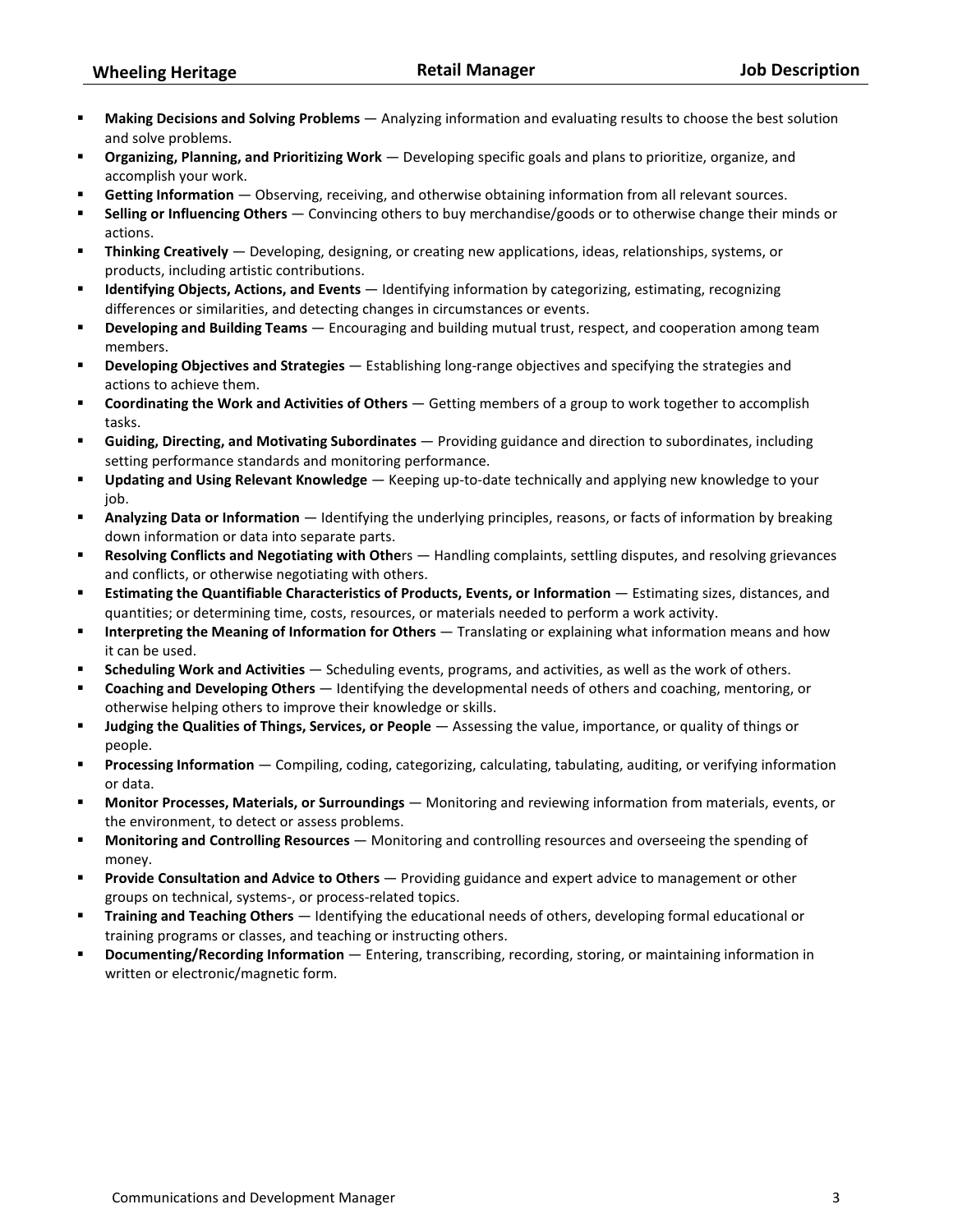- **Making Decisions and Solving Problems** — Analyzing information and evaluating results to choose the best solution and solve problems.
- **Organizing, Planning, and Prioritizing Work** — Developing specific goals and plans to prioritize, organize, and accomplish your work.
- **Getting Information** — Observing, receiving, and otherwise obtaining information from all relevant sources.
- **Selling or Influencing Others** — Convincing others to buy merchandise/goods or to otherwise change their minds or actions.
- **Thinking Creatively** — Developing, designing, or creating new applications, ideas, relationships, systems, or products, including artistic contributions.
- **Identifying Objects, Actions, and Events** — Identifying information by categorizing, estimating, recognizing differences or similarities, and detecting changes in circumstances or events.
- **Developing and Building Teams** — Encouraging and building mutual trust, respect, and cooperation among team members.
- **Developing Objectives and Strategies** — Establishing long-range objectives and specifying the strategies and actions to achieve them.
- **Coordinating the Work and Activities of Others** — Getting members of a group to work together to accomplish tasks.
- **Guiding, Directing, and Motivating Subordinates** — Providing guidance and direction to subordinates, including setting performance standards and monitoring performance.
- **Updating and Using Relevant Knowledge** — Keeping up-to-date technically and applying new knowledge to your job.
- **Analyzing Data or Information** — Identifying the underlying principles, reasons, or facts of information by breaking down information or data into separate parts.
- **Resolving Conflicts and Negotiating with Othe**rs — Handling complaints, settling disputes, and resolving grievances and conflicts, or otherwise negotiating with others.
- **Estimating the Quantifiable Characteristics of Products, Events, or Information** — Estimating sizes, distances, and quantities; or determining time, costs, resources, or materials needed to perform a work activity.
- **Interpreting the Meaning of Information for Others** — Translating or explaining what information means and how it can be used.
- **Scheduling Work and Activities** — Scheduling events, programs, and activities, as well as the work of others.
- **Coaching and Developing Others** — Identifying the developmental needs of others and coaching, mentoring, or otherwise helping others to improve their knowledge or skills.
- **Judging the Qualities of Things, Services, or People** — Assessing the value, importance, or quality of things or people.
- **Processing Information** — Compiling, coding, categorizing, calculating, tabulating, auditing, or verifying information or data.
- **Monitor Processes, Materials, or Surroundings** — Monitoring and reviewing information from materials, events, or the environment, to detect or assess problems.
- **Monitoring and Controlling Resources** — Monitoring and controlling resources and overseeing the spending of money.
- **Provide Consultation and Advice to Others** — Providing guidance and expert advice to management or other groups on technical, systems-, or process-related topics.
- **Training and Teaching Others** — Identifying the educational needs of others, developing formal educational or training programs or classes, and teaching or instructing others.
- **Documenting/Recording Information** — Entering, transcribing, recording, storing, or maintaining information in written or electronic/magnetic form.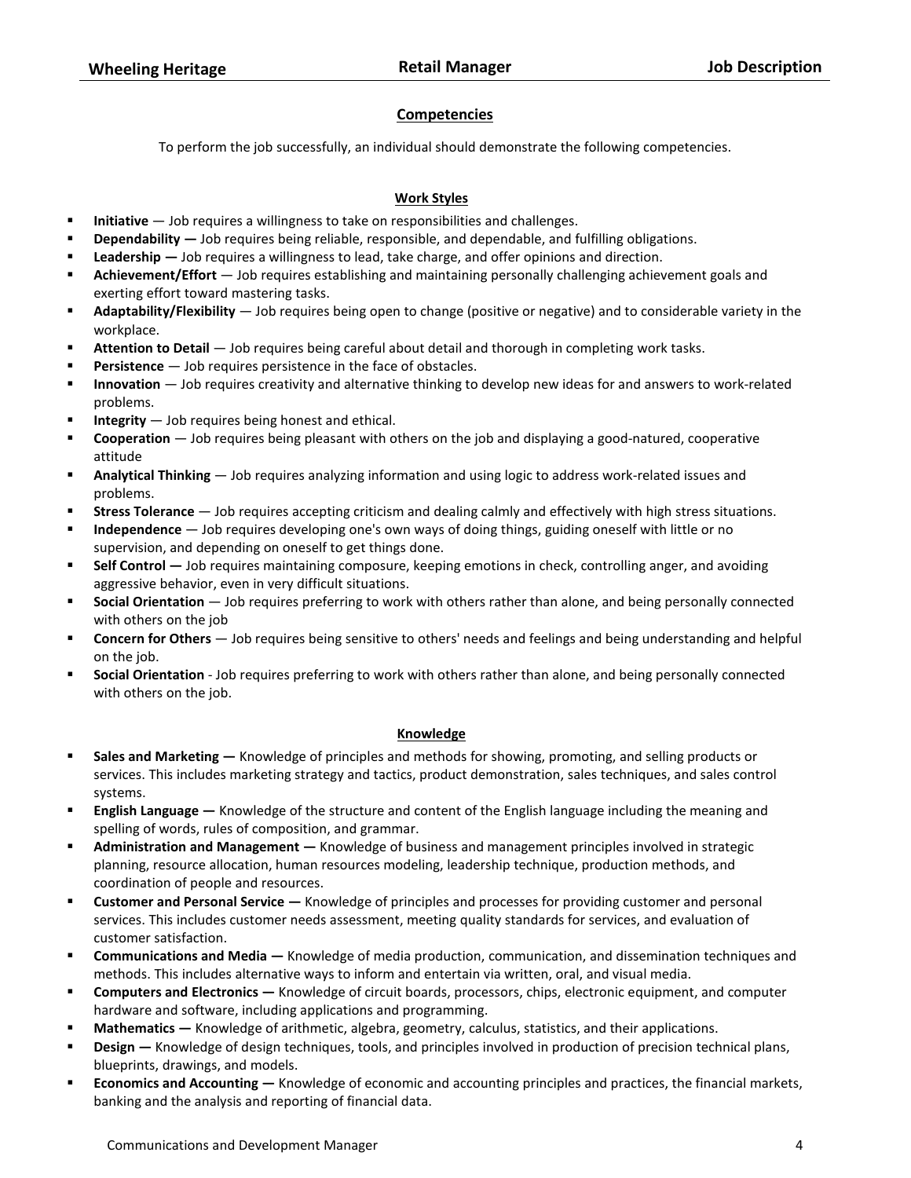## Competencies

To perform the job successfully, an individual should demonstrate the following competencies.

### Work Styles

- **Initiative** — Job requires a willingness to take on responsibilities and challenges.
- **Dependability —** Job requires being reliable, responsible, and dependable, and fulfilling obligations.
- **Leadership —** Job requires a willingness to lead, take charge, and offer opinions and direction.
- **Achievement/Effort** — Job requires establishing and maintaining personally challenging achievement goals and exerting effort toward mastering tasks.
- **Adaptability/Flexibility** — Job requires being open to change (positive or negative) and to considerable variety in the workplace.
- **Attention to Detail** — Job requires being careful about detail and thorough in completing work tasks.
- **Persistence** — Job requires persistence in the face of obstacles.
- **Innovation** — Job requires creativity and alternative thinking to develop new ideas for and answers to work-related problems.
- **Integrity** — Job requires being honest and ethical.
- **Cooperation** — Job requires being pleasant with others on the job and displaying a good-natured, cooperative attitude
- **Analytical Thinking** — Job requires analyzing information and using logic to address work-related issues and problems.
- **Stress Tolerance** — Job requires accepting criticism and dealing calmly and effectively with high stress situations.
- **Independence** — Job requires developing one's own ways of doing things, guiding oneself with little or no supervision, and depending on oneself to get things done.
- **Self Control —** Job requires maintaining composure, keeping emotions in check, controlling anger, and avoiding aggressive behavior, even in very difficult situations.
- **Social Orientation** — Job requires preferring to work with others rather than alone, and being personally connected with others on the job
- **Concern for Others** — Job requires being sensitive to others' needs and feelings and being understanding and helpful on the job.
- **Social Orientation** - Job requires preferring to work with others rather than alone, and being personally connected with others on the job.

### Knowledge

- **Sales and Marketing —** Knowledge of principles and methods for showing, promoting, and selling products or services. This includes marketing strategy and tactics, product demonstration, sales techniques, and sales control systems.
- **English Language —** Knowledge of the structure and content of the English language including the meaning and spelling of words, rules of composition, and grammar.
- **Administration and Management —** Knowledge of business and management principles involved in strategic planning, resource allocation, human resources modeling, leadership technique, production methods, and coordination of people and resources.
- **Customer and Personal Service —** Knowledge of principles and processes for providing customer and personal services. This includes customer needs assessment, meeting quality standards for services, and evaluation of customer satisfaction.
- **Communications and Media —** Knowledge of media production, communication, and dissemination techniques and methods. This includes alternative ways to inform and entertain via written, oral, and visual media.
- **Computers and Electronics —** Knowledge of circuit boards, processors, chips, electronic equipment, and computer hardware and software, including applications and programming.
- **Mathematics —** Knowledge of arithmetic, algebra, geometry, calculus, statistics, and their applications.
- **Design —** Knowledge of design techniques, tools, and principles involved in production of precision technical plans, blueprints, drawings, and models.
- **Economics and Accounting —** Knowledge of economic and accounting principles and practices, the financial markets, banking and the analysis and reporting of financial data.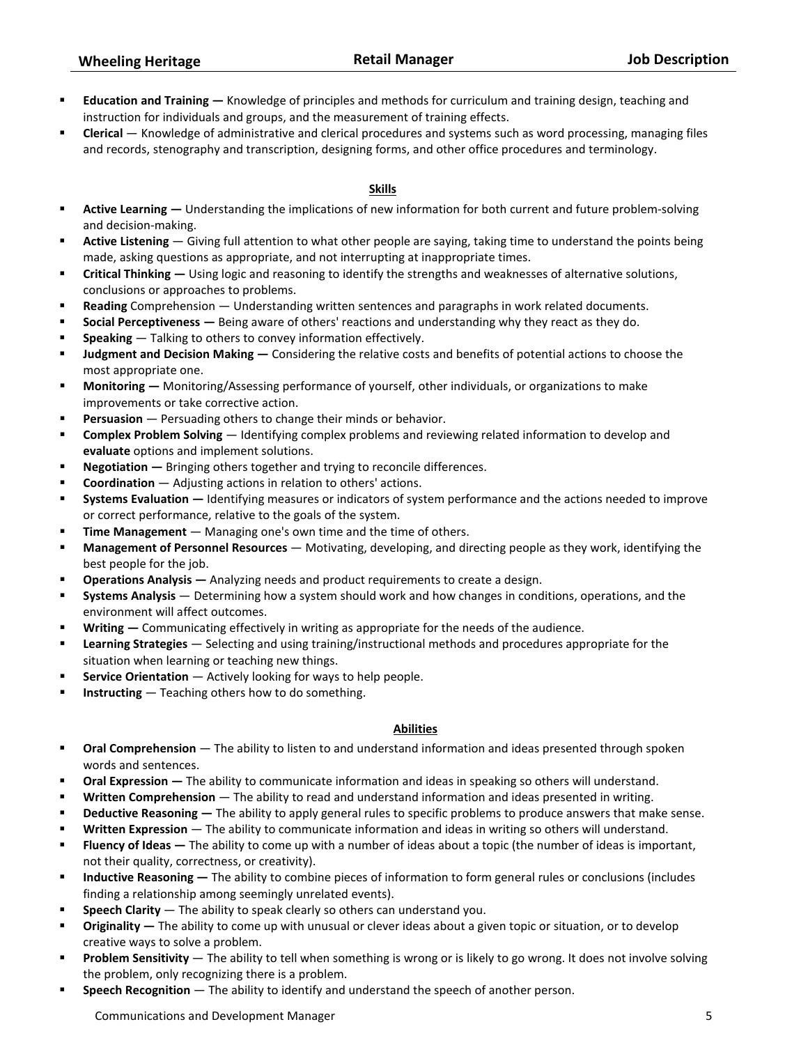- **Education and Training —** Knowledge of principles and methods for curriculum and training design, teaching and instruction for individuals and groups, and the measurement of training effects.
- **Clerical** — Knowledge of administrative and clerical procedures and systems such as word processing, managing files and records, stenography and transcription, designing forms, and other office procedures and terminology.

## Skills

- **Active Learning —** Understanding the implications of new information for both current and future problem-solving and decision-making.
- **Active Listening** — Giving full attention to what other people are saying, taking time to understand the points being made, asking questions as appropriate, and not interrupting at inappropriate times.
- **Critical Thinking —** Using logic and reasoning to identify the strengths and weaknesses of alternative solutions, conclusions or approaches to problems.
- **Reading** Comprehension — Understanding written sentences and paragraphs in work related documents.
- **Social Perceptiveness —** Being aware of others' reactions and understanding why they react as they do.
- **Speaking** — Talking to others to convey information effectively.
- **Judgment and Decision Making —** Considering the relative costs and benefits of potential actions to choose the most appropriate one.
- **Monitoring —** Monitoring/Assessing performance of yourself, other individuals, or organizations to make improvements or take corrective action.
- **Persuasion** — Persuading others to change their minds or behavior.
- **Complex Problem Solving** — Identifying complex problems and reviewing related information to develop and **evaluate** options and implement solutions.
- **Negotiation —** Bringing others together and trying to reconcile differences.
- **Coordination** — Adjusting actions in relation to others' actions.
- **Systems Evaluation —** Identifying measures or indicators of system performance and the actions needed to improve or correct performance, relative to the goals of the system.
- **Time Management** — Managing one's own time and the time of others.
- **Management of Personnel Resources** — Motivating, developing, and directing people as they work, identifying the best people for the job.
- **Operations Analysis —** Analyzing needs and product requirements to create a design.
- **Systems Analysis** — Determining how a system should work and how changes in conditions, operations, and the environment will affect outcomes.
- **Writing —** Communicating effectively in writing as appropriate for the needs of the audience.
- **Learning Strategies** — Selecting and using training/instructional methods and procedures appropriate for the situation when learning or teaching new things.
- **Service Orientation** — Actively looking for ways to help people.
- **Instructing** — Teaching others how to do something.

## Abilities

- **Oral Comprehension** — The ability to listen to and understand information and ideas presented through spoken words and sentences.
- **Oral Expression —** The ability to communicate information and ideas in speaking so others will understand.
- **Written Comprehension** — The ability to read and understand information and ideas presented in writing.
- **Deductive Reasoning —** The ability to apply general rules to specific problems to produce answers that make sense.
- **Written Expression** — The ability to communicate information and ideas in writing so others will understand.
- **Fluency of Ideas —** The ability to come up with a number of ideas about a topic (the number of ideas is important, not their quality, correctness, or creativity).
- **Inductive Reasoning —** The ability to combine pieces of information to form general rules or conclusions (includes finding a relationship among seemingly unrelated events).
- **Speech Clarity** — The ability to speak clearly so others can understand you.
- **Originality —** The ability to come up with unusual or clever ideas about a given topic or situation, or to develop creative ways to solve a problem.
- **Problem Sensitivity** — The ability to tell when something is wrong or is likely to go wrong. It does not involve solving the problem, only recognizing there is a problem.
- **Speech Recognition** — The ability to identify and understand the speech of another person.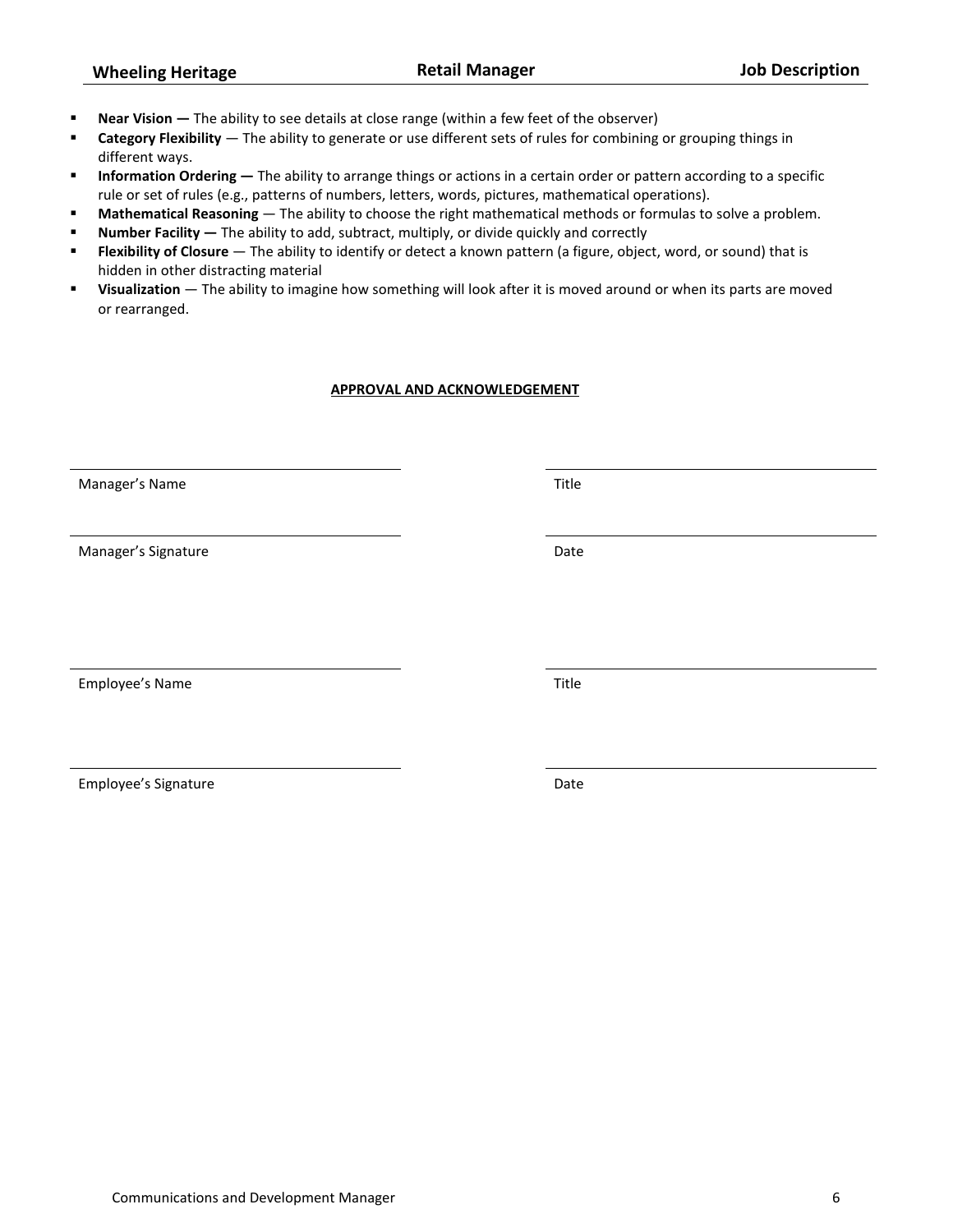- **Near Vision —** The ability to see details at close range (within a few feet of the observer)
- **Category Flexibility** — The ability to generate or use different sets of rules for combining or grouping things in different ways.
- **Information Ordering —** The ability to arrange things or actions in a certain order or pattern according to a specific rule or set of rules (e.g., patterns of numbers, letters, words, pictures, mathematical operations).
- **Mathematical Reasoning** — The ability to choose the right mathematical methods or formulas to solve a problem.
- **Number Facility —** The ability to add, subtract, multiply, or divide quickly and correctly
- **Flexibility of Closure** — The ability to identify or detect a known pattern (a figure, object, word, or sound) that is hidden in other distracting material
- **Visualization** — The ability to imagine how something will look after it is moved around or when its parts are moved or rearranged.

**APPROVAL AND ACKNOWLEDGEMENT**

| | |
|---|---|
| Manager's Name | Title |
| Manager's Signature | Date |
| Employee's Name | Title |
| Employee's Signature | Date |